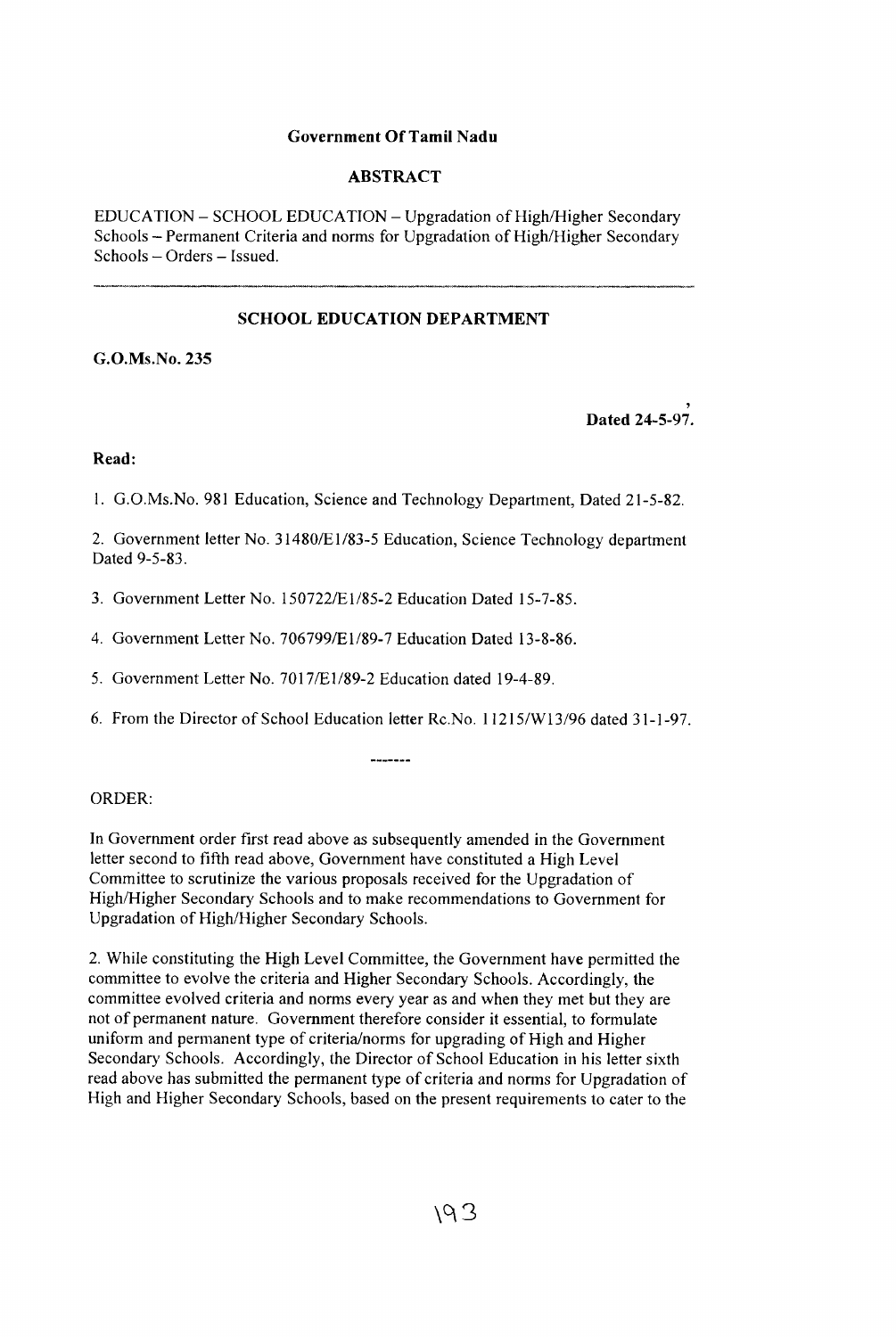**Government Of Tamil Nadu**

**ABSTRACT**

EDUCATION – SCHOOL EDUCATION – Upgradation of High/Higher Secondary Schools – Permanent Criteria and norms for Upgradation of High/Higher Secondary Schools – Orders – Issued.

---

**SCHOOL EDUCATION DEPARTMENT**

**G.O.Ms.No. 235**

**Dated 24-5-97.**

**Read:**

1. G.O.Ms.No. 981 Education, Science and Technology Department, Dated 21-5-82.

2. Government letter No. 31480/E1/83-5 Education, Science Technology department Dated 9-5-83.

3. Government Letter No. 150722/E1/85-2 Education Dated 15-7-85.

4. Government Letter No. 706799/E1/89-7 Education Dated 13-8-86.

5. Government Letter No. 7017/E1/89-2 Education dated 19-4-89.

6. From the Director of School Education letter Rc.No. 11215/W13/96 dated 31-1-97.

-------

ORDER:

In Government order first read above as subsequently amended in the Government letter second to fifth read above, Government have constituted a High Level Committee to scrutinize the various proposals received for the Upgradation of High/Higher Secondary Schools and to make recommendations to Government for Upgradation of High/Higher Secondary Schools.

2. While constituting the High Level Committee, the Government have permitted the committee to evolve the criteria and Higher Secondary Schools. Accordingly, the committee evolved criteria and norms every year as and when they met but they are not of permanent nature. Government therefore consider it essential, to formulate uniform and permanent type of criteria/norms for upgrading of High and Higher Secondary Schools. Accordingly, the Director of School Education in his letter sixth read above has submitted the permanent type of criteria and norms for Upgradation of High and Higher Secondary Schools, based on the present requirements to cater to the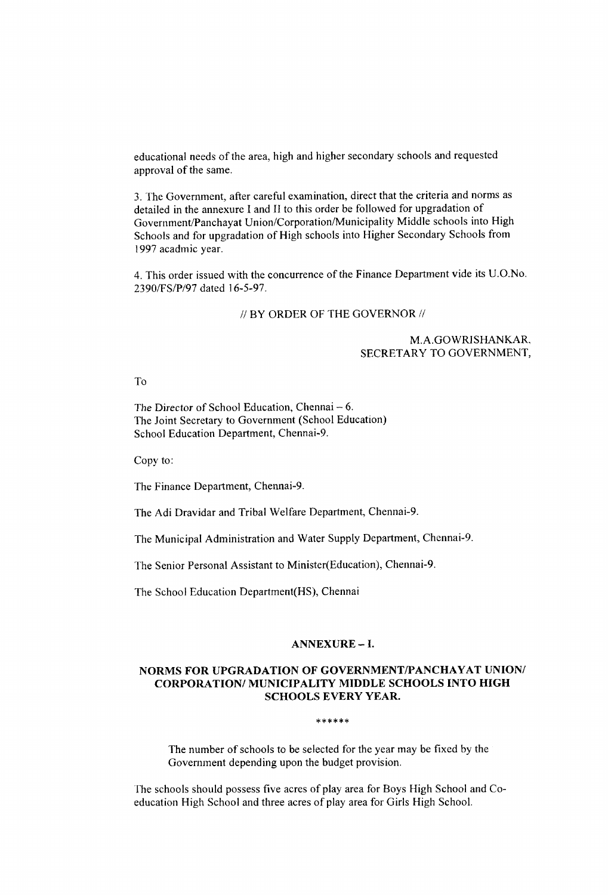educational needs of the area, high and higher secondary schools and requested approval of the same.

3. The Government, after careful examination, direct that the criteria and norms as detailed in the annexure I and II to this order be followed for upgradation of Government/Panchayat Union/Corporation/Municipality Middle schools into High Schools and for upgradation of High schools into Higher Secondary Schools from 1997 acadmic year.

4. This order issued with the concurrence of the Finance Department vide its U.O.No. 2390/FS/P/97 dated 16-5-97.

// BY ORDER OF THE GOVERNOR //

M.A.GOWRISHANKAR,
SECRETARY TO GOVERNMENT,

To

The Director of School Education, Chennai – 6.
The Joint Secretary to Government (School Education)
School Education Department, Chennai-9.

Copy to:

The Finance Department, Chennai-9.

The Adi Dravidar and Tribal Welfare Department, Chennai-9.

The Municipal Administration and Water Supply Department, Chennai-9.

The Senior Personal Assistant to Minister(Education), Chennai-9.

The School Education Department(HS), Chennai

## ANNEXURE – I.

## NORMS FOR UPGRADATION OF GOVERNMENT/PANCHAYAT UNION/ CORPORATION/ MUNICIPALITY MIDDLE SCHOOLS INTO HIGH SCHOOLS EVERY YEAR.

******

The number of schools to be selected for the year may be fixed by the Government depending upon the budget provision.

The schools should possess five acres of play area for Boys High School and Co-education High School and three acres of play area for Girls High School.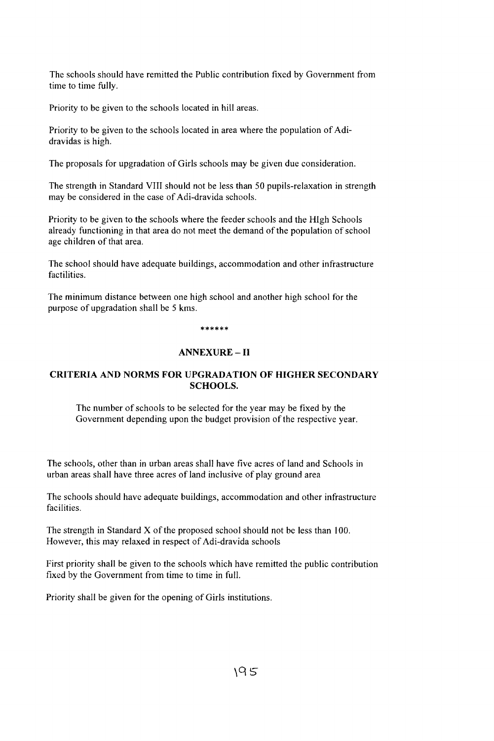The schools should have remitted the Public contribution fixed by Government from time to time fully.

Priority to be given to the schools located in hill areas.

Priority to be given to the schools located in area where the population of Adi-dravidas is high.

The proposals for upgradation of Girls schools may be given due consideration.

The strength in Standard VIII should not be less than 50 pupils-relaxation in strength may be considered in the case of Adi-dravida schools.

Priority to be given to the schools where the feeder schools and the HIgh Schools already functioning in that area do not meet the demand of the population of school age children of that area.

The school should have adequate buildings, accommodation and other infrastructure factilities.

The minimum distance between one high school and another high school for the purpose of upgradation shall be 5 kms.

******

## ANNEXURE – II

## CRITERIA AND NORMS FOR UPGRADATION OF HIGHER SECONDARY SCHOOLS.

The number of schools to be selected for the year may be fixed by the Government depending upon the budget provision of the respective year.

The schools, other than in urban areas shall have five acres of land and Schools in urban areas shall have three acres of land inclusive of play ground area

The schools should have adequate buildings, accommodation and other infrastructure facilities.

The strength in Standard X of the proposed school should not be less than 100. However, this may relaxed in respect of Adi-dravida schools

First priority shall be given to the schools which have remitted the public contribution fixed by the Government from time to time in full.

Priority shall be given for the opening of Girls institutions.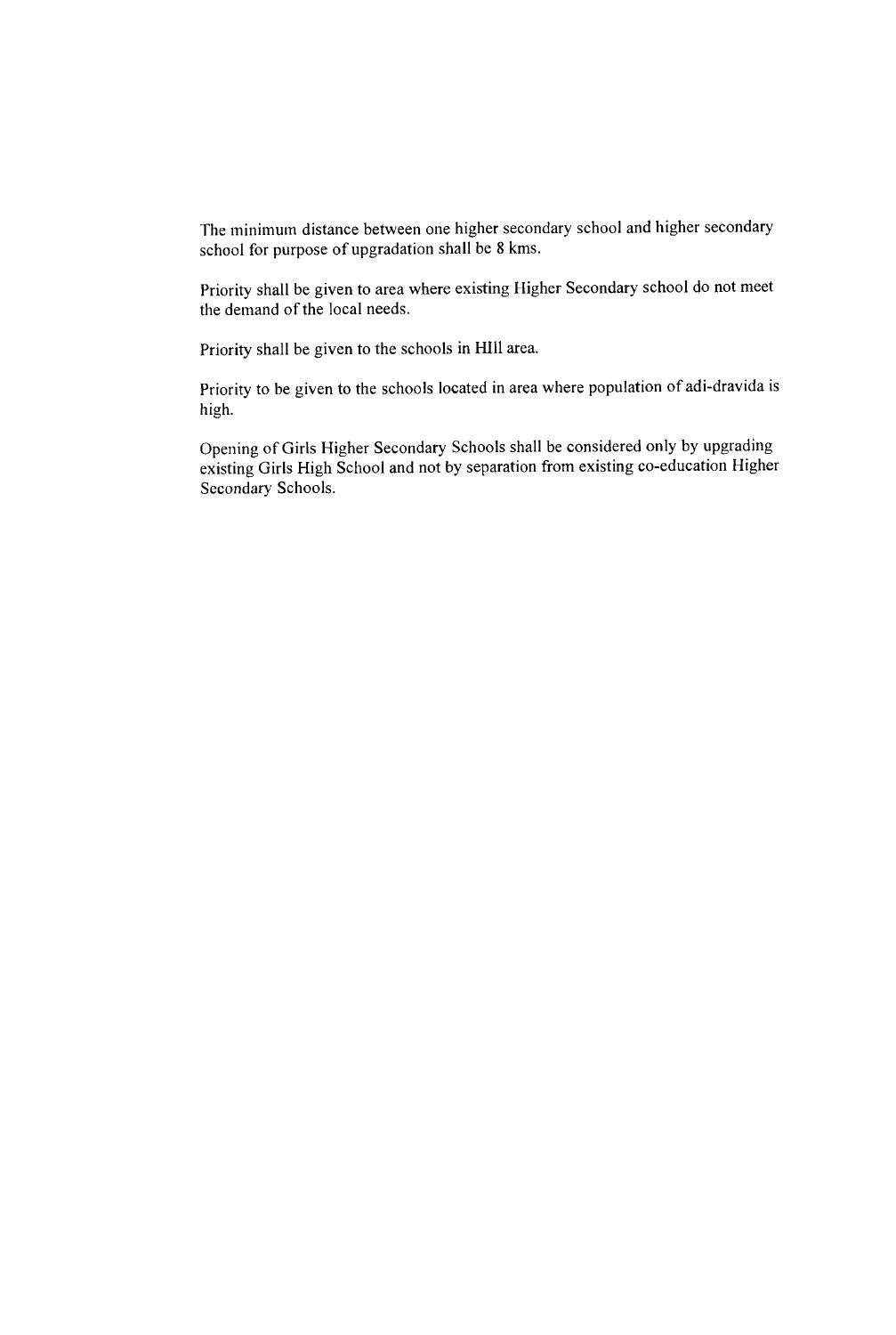The minimum distance between one higher secondary school and higher secondary school for purpose of upgradation shall be 8 kms.

Priority shall be given to area where existing Higher Secondary school do not meet the demand of the local needs.

Priority shall be given to the schools in HIll area.

Priority to be given to the schools located in area where population of adi-dravida is high.

Opening of Girls Higher Secondary Schools shall be considered only by upgrading existing Girls High School and not by separation from existing co-education Higher Secondary Schools.